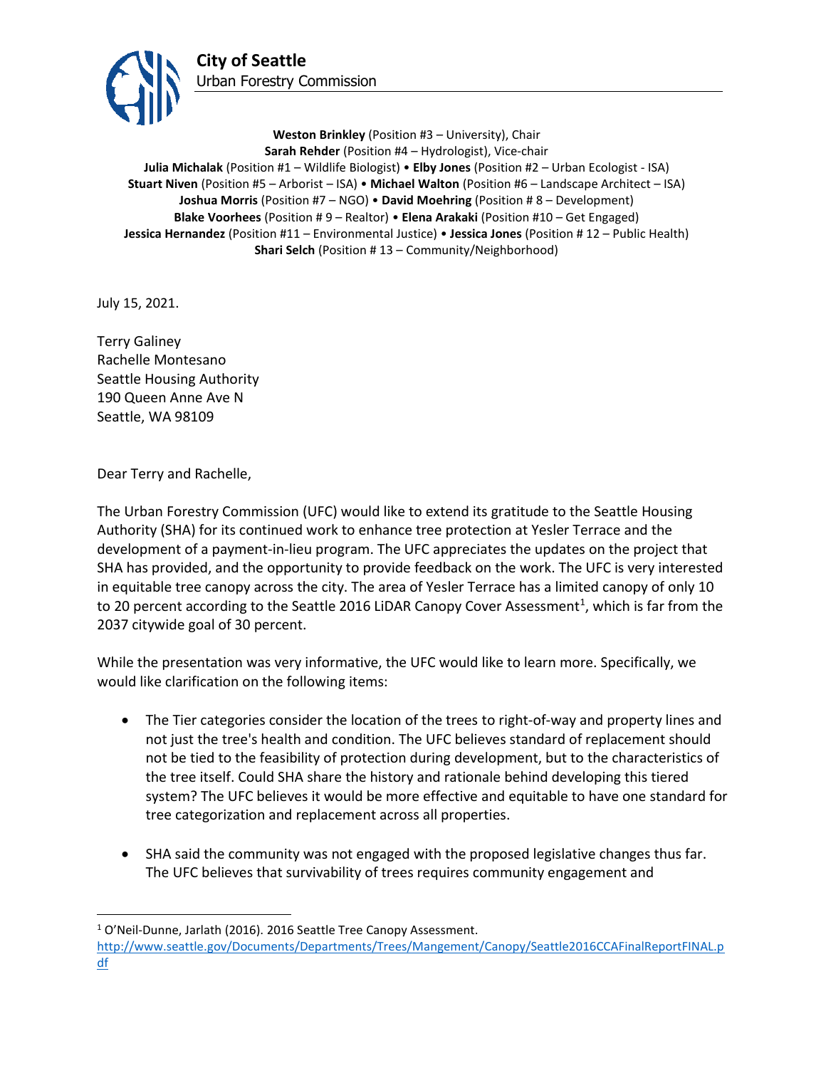**City of Seattle**
Urban Forestry Commission

**Weston Brinkley** (Position #3 – University), Chair
**Sarah Rehder** (Position #4 – Hydrologist), Vice-chair
**Julia Michalak** (Position #1 – Wildlife Biologist) • **Elby Jones** (Position #2 – Urban Ecologist - ISA)
**Stuart Niven** (Position #5 – Arborist – ISA) • **Michael Walton** (Position #6 – Landscape Architect – ISA)
**Joshua Morris** (Position #7 – NGO) • **David Moehring** (Position # 8 – Development)
**Blake Voorhees** (Position # 9 – Realtor) • **Elena Arakaki** (Position #10 – Get Engaged)
**Jessica Hernandez** (Position #11 – Environmental Justice) • **Jessica Jones** (Position # 12 – Public Health)
**Shari Selch** (Position # 13 – Community/Neighborhood)

July 15, 2021.

Terry Galiney
Rachelle Montesano
Seattle Housing Authority
190 Queen Anne Ave N
Seattle, WA 98109

Dear Terry and Rachelle,

The Urban Forestry Commission (UFC) would like to extend its gratitude to the Seattle Housing Authority (SHA) for its continued work to enhance tree protection at Yesler Terrace and the development of a payment-in-lieu program. The UFC appreciates the updates on the project that SHA has provided, and the opportunity to provide feedback on the work. The UFC is very interested in equitable tree canopy across the city. The area of Yesler Terrace has a limited canopy of only 10 to 20 percent according to the Seattle 2016 LiDAR Canopy Cover Assessment[1], which is far from the 2037 citywide goal of 30 percent.

While the presentation was very informative, the UFC would like to learn more. Specifically, we would like clarification on the following items:

- The Tier categories consider the location of the trees to right-of-way and property lines and not just the tree's health and condition. The UFC believes standard of replacement should not be tied to the feasibility of protection during development, but to the characteristics of the tree itself. Could SHA share the history and rationale behind developing this tiered system? The UFC believes it would be more effective and equitable to have one standard for tree categorization and replacement across all properties.

- SHA said the community was not engaged with the proposed legislative changes thus far. The UFC believes that survivability of trees requires community engagement and

[1] O'Neil-Dunne, Jarlath (2016). 2016 Seattle Tree Canopy Assessment. http://www.seattle.gov/Documents/Departments/Trees/Mangement/Canopy/Seattle2016CCAFinalReportFINAL.pdf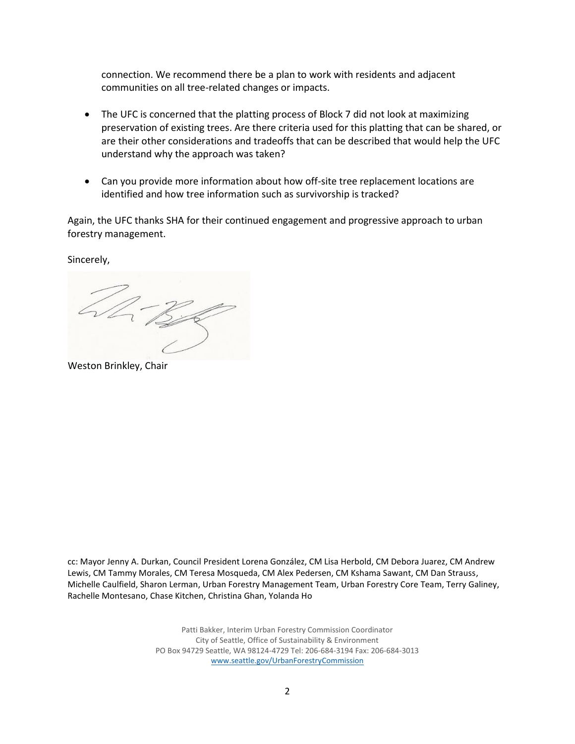connection. We recommend there be a plan to work with residents and adjacent communities on all tree-related changes or impacts.

- The UFC is concerned that the platting process of Block 7 did not look at maximizing preservation of existing trees. Are there criteria used for this platting that can be shared, or are their other considerations and tradeoffs that can be described that would help the UFC understand why the approach was taken?

- Can you provide more information about how off-site tree replacement locations are identified and how tree information such as survivorship is tracked?

Again, the UFC thanks SHA for their continued engagement and progressive approach to urban forestry management.

Sincerely,

Weston Brinkley, Chair

cc: Mayor Jenny A. Durkan, Council President Lorena González, CM Lisa Herbold, CM Debora Juarez, CM Andrew Lewis, CM Tammy Morales, CM Teresa Mosqueda, CM Alex Pedersen, CM Kshama Sawant, CM Dan Strauss, Michelle Caulfield, Sharon Lerman, Urban Forestry Management Team, Urban Forestry Core Team, Terry Galiney, Rachelle Montesano, Chase Kitchen, Christina Ghan, Yolanda Ho

Patti Bakker, Interim Urban Forestry Commission Coordinator
City of Seattle, Office of Sustainability & Environment
PO Box 94729 Seattle, WA 98124-4729 Tel: 206-684-3194 Fax: 206-684-3013
www.seattle.gov/UrbanForestryCommission